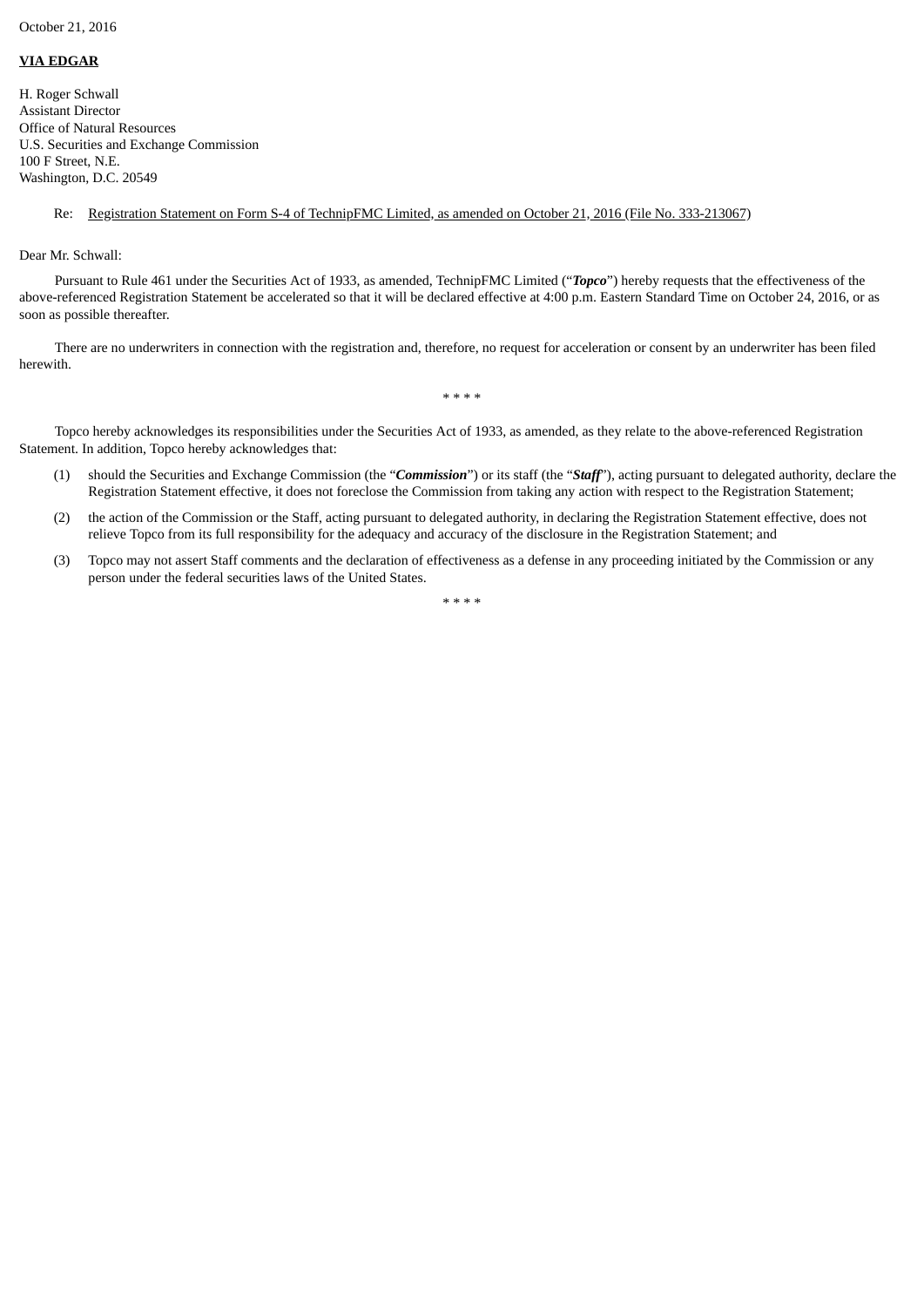October 21, 2016

**VIA EDGAR**

H. Roger Schwall
Assistant Director
Office of Natural Resources
U.S. Securities and Exchange Commission
100 F Street, N.E.
Washington, D.C. 20549

Re: Registration Statement on Form S-4 of TechnipFMC Limited, as amended on October 21, 2016 (File No. 333-213067)

Dear Mr. Schwall:

Pursuant to Rule 461 under the Securities Act of 1933, as amended, TechnipFMC Limited ("***Topco***") hereby requests that the effectiveness of the above-referenced Registration Statement be accelerated so that it will be declared effective at 4:00 p.m. Eastern Standard Time on October 24, 2016, or as soon as possible thereafter.

There are no underwriters in connection with the registration and, therefore, no request for acceleration or consent by an underwriter has been filed herewith.

\* \* \* \*

Topco hereby acknowledges its responsibilities under the Securities Act of 1933, as amended, as they relate to the above-referenced Registration Statement. In addition, Topco hereby acknowledges that:

(1) should the Securities and Exchange Commission (the "***Commission***") or its staff (the "***Staff***"), acting pursuant to delegated authority, declare the Registration Statement effective, it does not foreclose the Commission from taking any action with respect to the Registration Statement;

(2) the action of the Commission or the Staff, acting pursuant to delegated authority, in declaring the Registration Statement effective, does not relieve Topco from its full responsibility for the adequacy and accuracy of the disclosure in the Registration Statement; and

(3) Topco may not assert Staff comments and the declaration of effectiveness as a defense in any proceeding initiated by the Commission or any person under the federal securities laws of the United States.

\* \* \* \*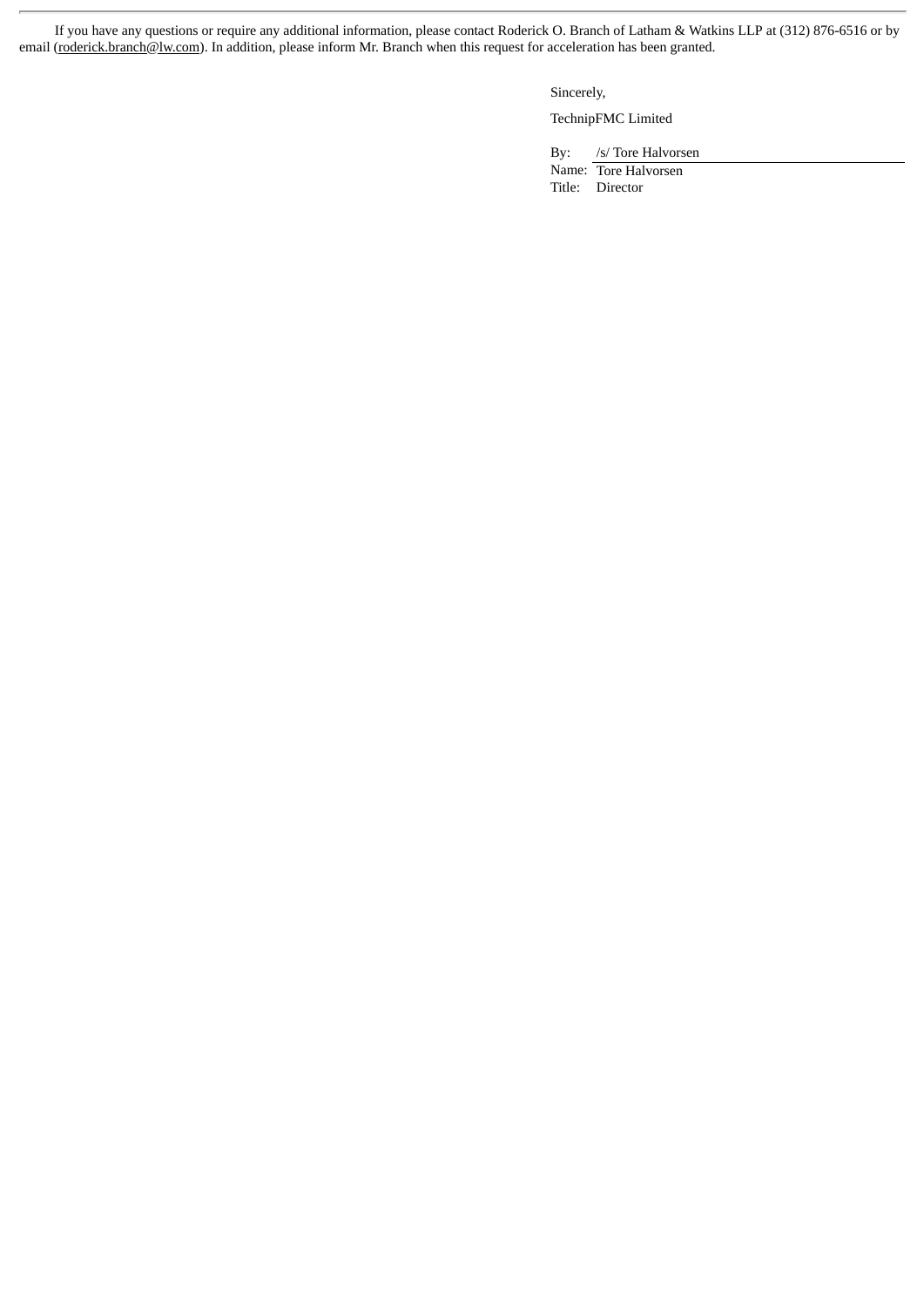If you have any questions or require any additional information, please contact Roderick O. Branch of Latham & Watkins LLP at (312) 876-6516 or by email (roderick.branch@lw.com). In addition, please inform Mr. Branch when this request for acceleration has been granted.

Sincerely,

TechnipFMC Limited

By: /s/ Tore Halvorsen
Name: Tore Halvorsen
Title: Director